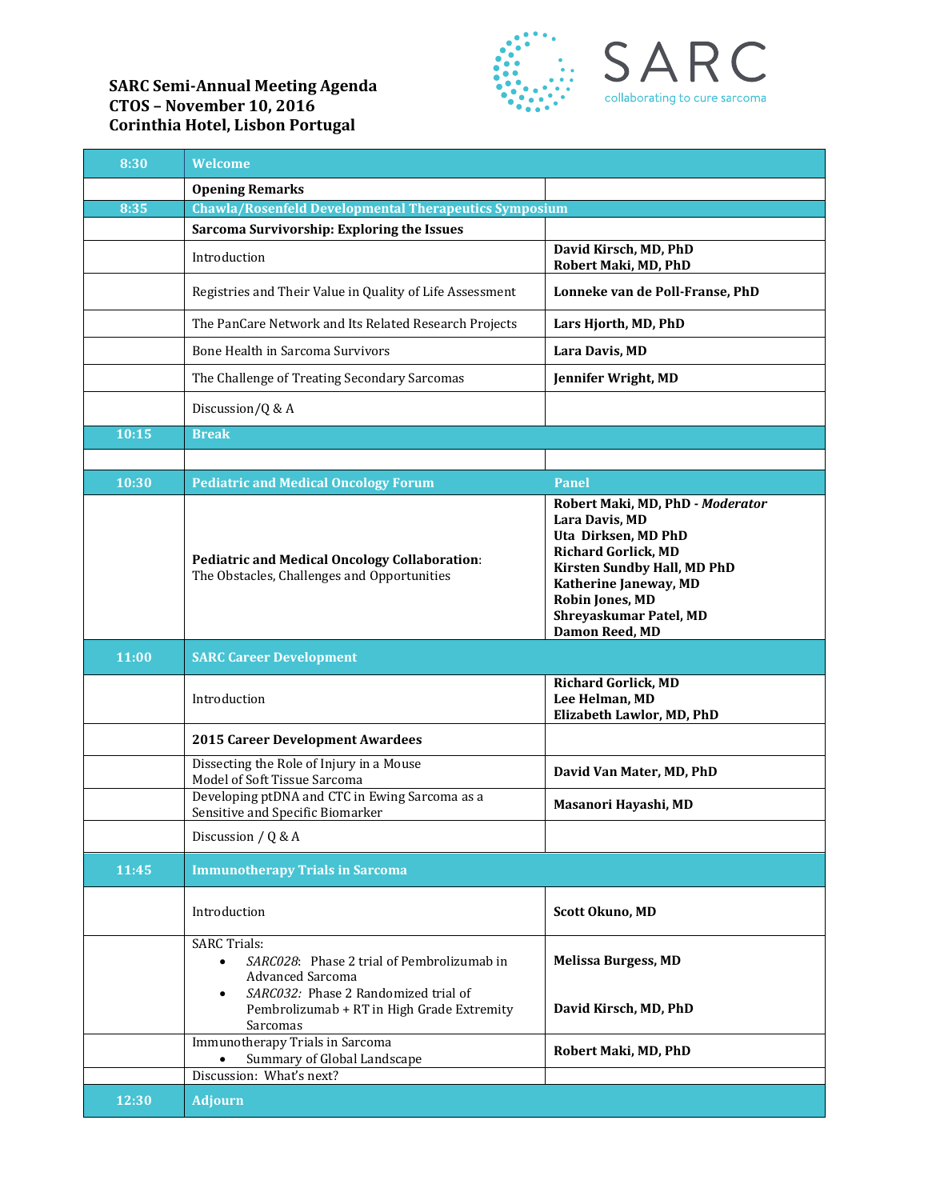**SARC Semi-Annual Meeting Agenda**
**CTOS – November 10, 2016**
**Corinthia Hotel, Lisbon Portugal**

SARC
collaborating to cure sarcoma

| | | |
|---|---|---|
| 8:30 | **Welcome** | |
| | **Opening Remarks** | |
| 8:35 | **Chawla/Rosenfeld Developmental Therapeutics Symposium** | |
| | **Sarcoma Survivorship: Exploring the Issues** | |
| | Introduction | **David Kirsch, MD, PhD**<br>**Robert Maki, MD, PhD** |
| | Registries and Their Value in Quality of Life Assessment | **Lonneke van de Poll-Franse, PhD** |
| | The PanCare Network and Its Related Research Projects | **Lars Hjorth, MD, PhD** |
| | Bone Health in Sarcoma Survivors | **Lara Davis, MD** |
| | The Challenge of Treating Secondary Sarcomas | **Jennifer Wright, MD** |
| | Discussion/Q & A | |
| 10:15 | **Break** | |
| | | |
| 10:30 | **Pediatric and Medical Oncology Forum** | **Panel** |
| | **Pediatric and Medical Oncology Collaboration**: The Obstacles, Challenges and Opportunities | **Robert Maki, MD, PhD - *Moderator***<br>**Lara Davis, MD**<br>**Uta Dirksen, MD PhD**<br>**Richard Gorlick, MD**<br>**Kirsten Sundby Hall, MD PhD**<br>**Katherine Janeway, MD**<br>**Robin Jones, MD**<br>**Shreyaskumar Patel, MD**<br>**Damon Reed, MD** |
| 11:00 | **SARC Career Development** | |
| | Introduction | **Richard Gorlick, MD**<br>**Lee Helman, MD**<br>**Elizabeth Lawlor, MD, PhD** |
| | **2015 Career Development Awardees** | |
| | Dissecting the Role of Injury in a Mouse Model of Soft Tissue Sarcoma | **David Van Mater, MD, PhD** |
| | Developing ptDNA and CTC in Ewing Sarcoma as a Sensitive and Specific Biomarker | **Masanori Hayashi, MD** |
| | Discussion / Q & A | |
| 11:45 | **Immunotherapy Trials in Sarcoma** | |
| | Introduction | **Scott Okuno, MD** |
| | SARC Trials:<br>• *SARC028*: Phase 2 trial of Pembrolizumab in Advanced Sarcoma<br>• *SARC032:* Phase 2 Randomized trial of Pembrolizumab + RT in High Grade Extremity Sarcomas | **Melissa Burgess, MD**<br><br>**David Kirsch, MD, PhD** |
| | Immunotherapy Trials in Sarcoma<br>• Summary of Global Landscape | **Robert Maki, MD, PhD** |
| | Discussion: What's next? | |
| 12:30 | **Adjourn** | |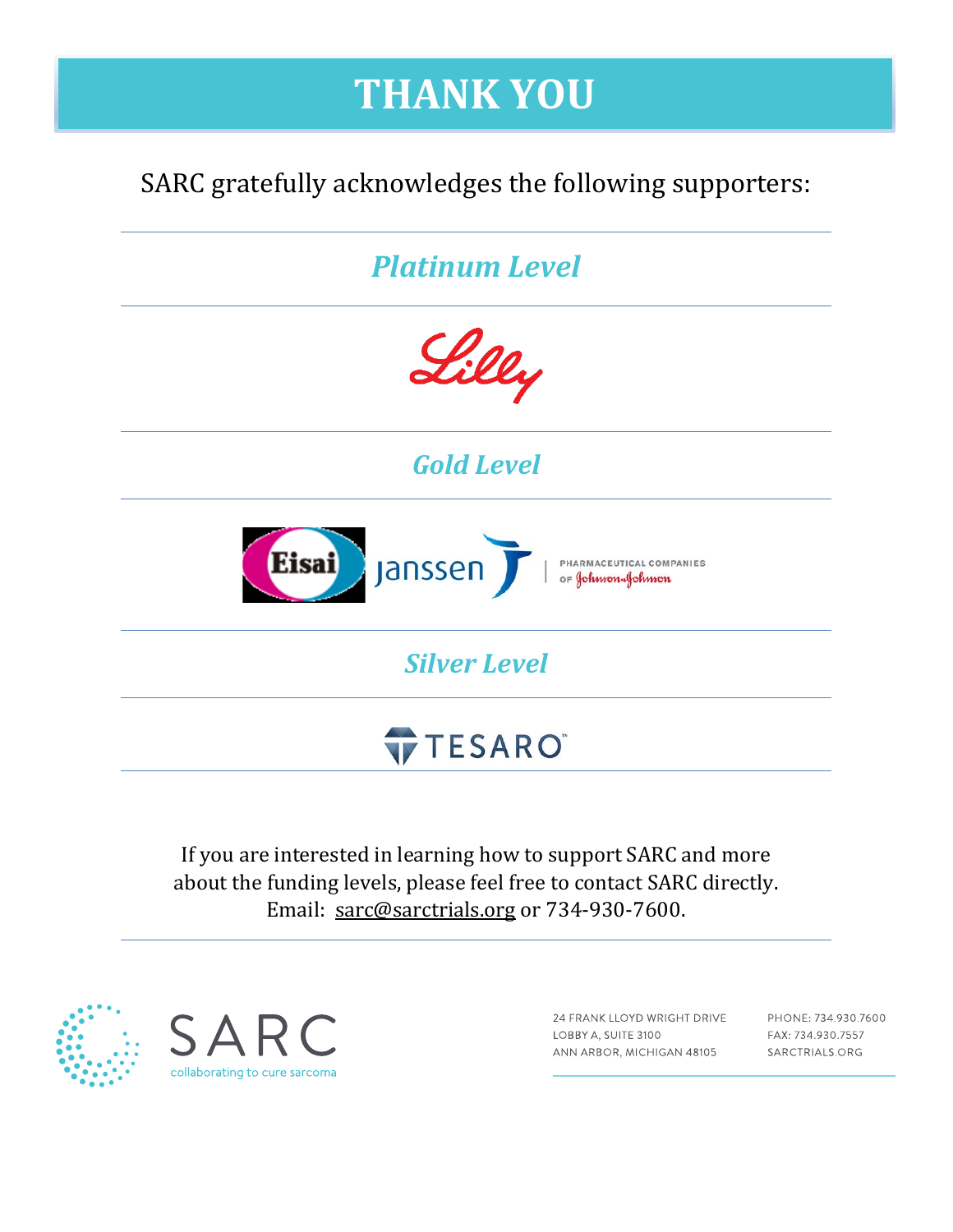# THANK YOU

SARC gratefully acknowledges the following supporters:

## *Platinum Level*

Lilly

## *Gold Level*

Eisai

Janssen PHARMACEUTICAL COMPANIES OF Johnson&Johnson

## *Silver Level*

TESARO

If you are interested in learning how to support SARC and more about the funding levels, please feel free to contact SARC directly. Email: sarc@sarctrials.org or 734-930-7600.

SARC
collaborating to cure sarcoma

24 FRANK LLOYD WRIGHT DRIVE
LOBBY A, SUITE 3100
ANN ARBOR, MICHIGAN 48105

PHONE: 734.930.7600
FAX: 734.930.7557
SARCTRIALS.ORG